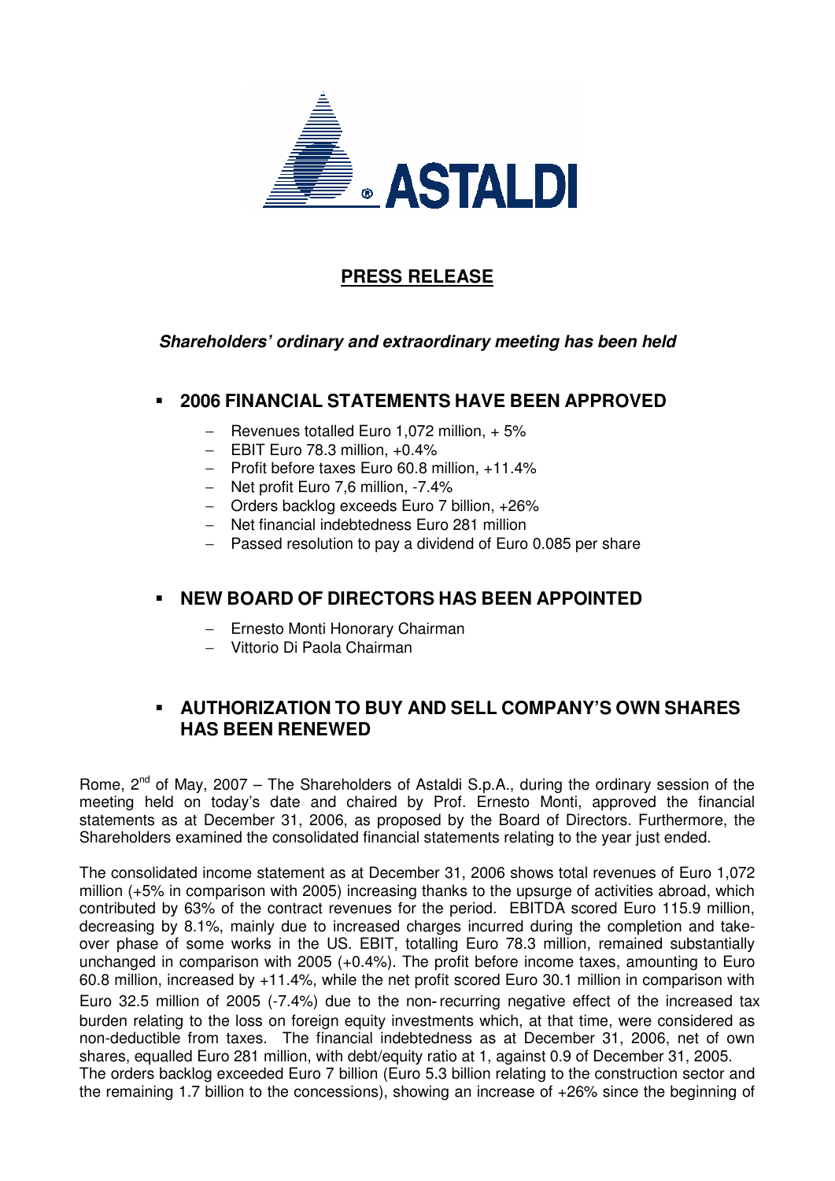ASTALDI

# PRESS RELEASE

***Shareholders' ordinary and extraordinary meeting has been held***

## ▪ 2006 FINANCIAL STATEMENTS HAVE BEEN APPROVED

- Revenues totalled Euro 1,072 million, + 5%
- EBIT Euro 78.3 million, +0.4%
- Profit before taxes Euro 60.8 million, +11.4%
- Net profit Euro 7,6 million, -7.4%
- Orders backlog exceeds Euro 7 billion, +26%
- Net financial indebtedness Euro 281 million
- Passed resolution to pay a dividend of Euro 0.085 per share

## ▪ NEW BOARD OF DIRECTORS HAS BEEN APPOINTED

- Ernesto Monti Honorary Chairman
- Vittorio Di Paola Chairman

## ▪ AUTHORIZATION TO BUY AND SELL COMPANY'S OWN SHARES HAS BEEN RENEWED

Rome, 2nd of May, 2007 – The Shareholders of Astaldi S.p.A., during the ordinary session of the meeting held on today's date and chaired by Prof. Ernesto Monti, approved the financial statements as at December 31, 2006, as proposed by the Board of Directors. Furthermore, the Shareholders examined the consolidated financial statements relating to the year just ended.

The consolidated income statement as at December 31, 2006 shows total revenues of Euro 1,072 million (+5% in comparison with 2005) increasing thanks to the upsurge of activities abroad, which contributed by 63% of the contract revenues for the period. EBITDA scored Euro 115.9 million, decreasing by 8.1%, mainly due to increased charges incurred during the completion and take-over phase of some works in the US. EBIT, totalling Euro 78.3 million, remained substantially unchanged in comparison with 2005 (+0.4%). The profit before income taxes, amounting to Euro 60.8 million, increased by +11.4%, while the net profit scored Euro 30.1 million in comparison with Euro 32.5 million of 2005 (-7.4%) due to the non-recurring negative effect of the increased tax burden relating to the loss on foreign equity investments which, at that time, were considered as non-deductible from taxes. The financial indebtedness as at December 31, 2006, net of own shares, equalled Euro 281 million, with debt/equity ratio at 1, against 0.9 of December 31, 2005.
The orders backlog exceeded Euro 7 billion (Euro 5.3 billion relating to the construction sector and the remaining 1.7 billion to the concessions), showing an increase of +26% since the beginning of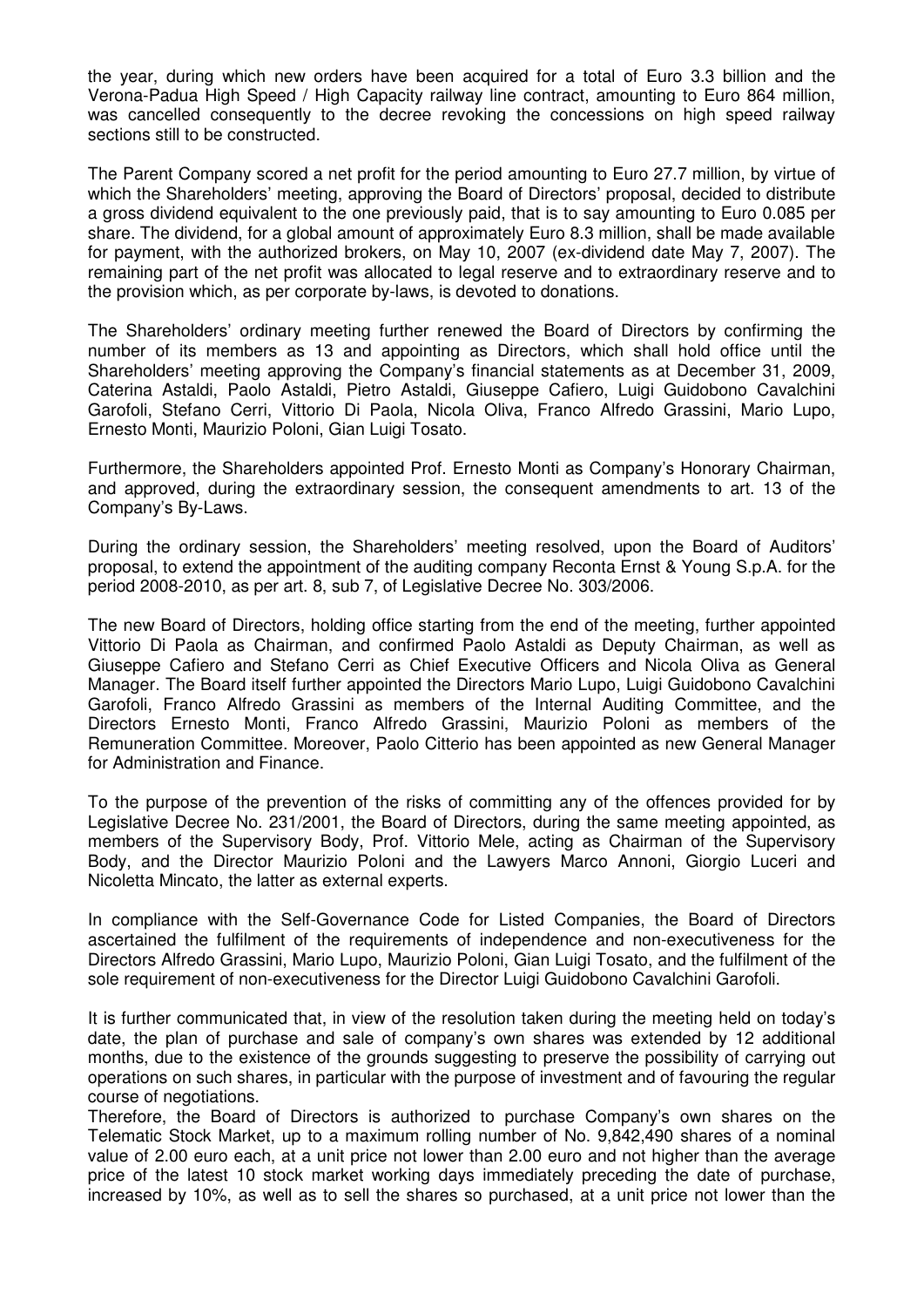the year, during which new orders have been acquired for a total of Euro 3.3 billion and the Verona-Padua High Speed / High Capacity railway line contract, amounting to Euro 864 million, was cancelled consequently to the decree revoking the concessions on high speed railway sections still to be constructed.

The Parent Company scored a net profit for the period amounting to Euro 27.7 million, by virtue of which the Shareholders' meeting, approving the Board of Directors' proposal, decided to distribute a gross dividend equivalent to the one previously paid, that is to say amounting to Euro 0.085 per share. The dividend, for a global amount of approximately Euro 8.3 million, shall be made available for payment, with the authorized brokers, on May 10, 2007 (ex-dividend date May 7, 2007). The remaining part of the net profit was allocated to legal reserve and to extraordinary reserve and to the provision which, as per corporate by-laws, is devoted to donations.

The Shareholders' ordinary meeting further renewed the Board of Directors by confirming the number of its members as 13 and appointing as Directors, which shall hold office until the Shareholders' meeting approving the Company's financial statements as at December 31, 2009, Caterina Astaldi, Paolo Astaldi, Pietro Astaldi, Giuseppe Cafiero, Luigi Guidobono Cavalchini Garofoli, Stefano Cerri, Vittorio Di Paola, Nicola Oliva, Franco Alfredo Grassini, Mario Lupo, Ernesto Monti, Maurizio Poloni, Gian Luigi Tosato.

Furthermore, the Shareholders appointed Prof. Ernesto Monti as Company's Honorary Chairman, and approved, during the extraordinary session, the consequent amendments to art. 13 of the Company's By-Laws.

During the ordinary session, the Shareholders' meeting resolved, upon the Board of Auditors' proposal, to extend the appointment of the auditing company Reconta Ernst & Young S.p.A. for the period 2008-2010, as per art. 8, sub 7, of Legislative Decree No. 303/2006.

The new Board of Directors, holding office starting from the end of the meeting, further appointed Vittorio Di Paola as Chairman, and confirmed Paolo Astaldi as Deputy Chairman, as well as Giuseppe Cafiero and Stefano Cerri as Chief Executive Officers and Nicola Oliva as General Manager. The Board itself further appointed the Directors Mario Lupo, Luigi Guidobono Cavalchini Garofoli, Franco Alfredo Grassini as members of the Internal Auditing Committee, and the Directors Ernesto Monti, Franco Alfredo Grassini, Maurizio Poloni as members of the Remuneration Committee. Moreover, Paolo Citterio has been appointed as new General Manager for Administration and Finance.

To the purpose of the prevention of the risks of committing any of the offences provided for by Legislative Decree No. 231/2001, the Board of Directors, during the same meeting appointed, as members of the Supervisory Body, Prof. Vittorio Mele, acting as Chairman of the Supervisory Body, and the Director Maurizio Poloni and the Lawyers Marco Annoni, Giorgio Luceri and Nicoletta Mincato, the latter as external experts.

In compliance with the Self-Governance Code for Listed Companies, the Board of Directors ascertained the fulfilment of the requirements of independence and non-executiveness for the Directors Alfredo Grassini, Mario Lupo, Maurizio Poloni, Gian Luigi Tosato, and the fulfilment of the sole requirement of non-executiveness for the Director Luigi Guidobono Cavalchini Garofoli.

It is further communicated that, in view of the resolution taken during the meeting held on today's date, the plan of purchase and sale of company's own shares was extended by 12 additional months, due to the existence of the grounds suggesting to preserve the possibility of carrying out operations on such shares, in particular with the purpose of investment and of favouring the regular course of negotiations.

Therefore, the Board of Directors is authorized to purchase Company's own shares on the Telematic Stock Market, up to a maximum rolling number of No. 9,842,490 shares of a nominal value of 2.00 euro each, at a unit price not lower than 2.00 euro and not higher than the average price of the latest 10 stock market working days immediately preceding the date of purchase, increased by 10%, as well as to sell the shares so purchased, at a unit price not lower than the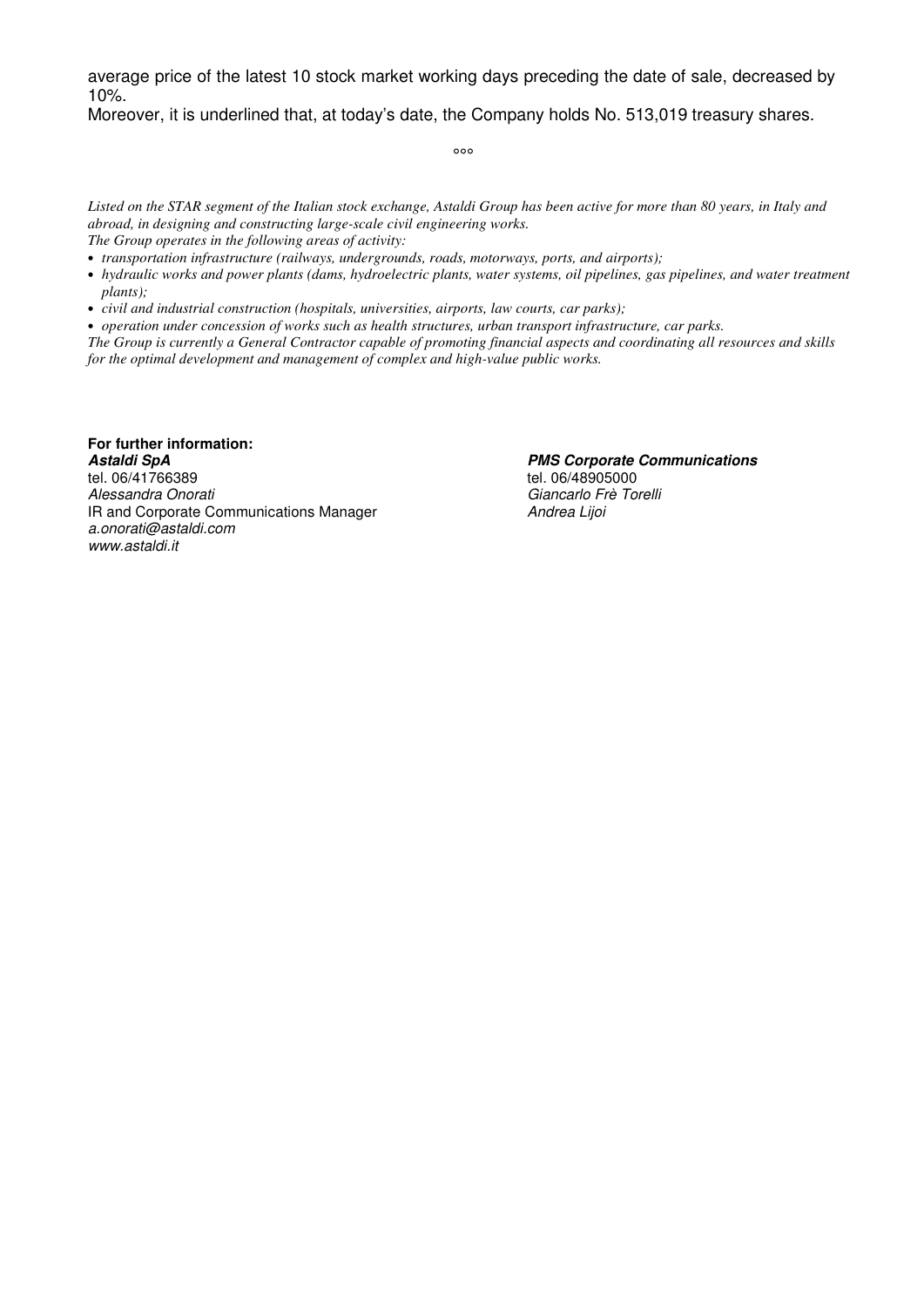average price of the latest 10 stock market working days preceding the date of sale, decreased by 10%.
Moreover, it is underlined that, at today's date, the Company holds No. 513,019 treasury shares.

°°°

*Listed on the STAR segment of the Italian stock exchange, Astaldi Group has been active for more than 80 years, in Italy and abroad, in designing and constructing large-scale civil engineering works.*
*The Group operates in the following areas of activity:*

- *transportation infrastructure (railways, undergrounds, roads, motorways, ports, and airports);*
- *hydraulic works and power plants (dams, hydroelectric plants, water systems, oil pipelines, gas pipelines, and water treatment plants);*
- *civil and industrial construction (hospitals, universities, airports, law courts, car parks);*
- *operation under concession of works such as health structures, urban transport infrastructure, car parks.*

*The Group is currently a General Contractor capable of promoting financial aspects and coordinating all resources and skills for the optimal development and management of complex and high-value public works.*

**For further information:**

***Astaldi SpA***
tel. 06/41766389
*Alessandra Onorati*
IR and Corporate Communications Manager
*a.onorati@astaldi.com*
*www.astaldi.it*

***PMS Corporate Communications***
tel. 06/48905000
*Giancarlo Frè Torelli*
*Andrea Lijoi*